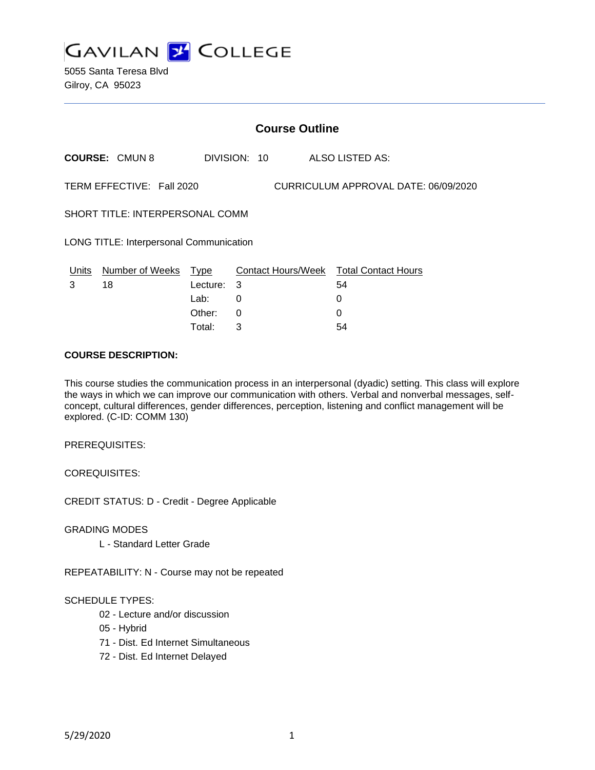# GAVILAN COLLEGE

5055 Santa Teresa Blvd
Gilroy, CA 95023

---

## Course Outline

**COURSE:** CMUN 8 DIVISION: 10 ALSO LISTED AS:

TERM EFFECTIVE: Fall 2020 CURRICULUM APPROVAL DATE: 06/09/2020

SHORT TITLE: INTERPERSONAL COMM

LONG TITLE: Interpersonal Communication

| Units | Number of Weeks | Type | Contact Hours/Week | Total Contact Hours |
|---|---|---|---|---|
| 3 | 18 | Lecture: | 3 | 54 |
| | | Lab: | 0 | 0 |
| | | Other: | 0 | 0 |
| | | Total: | 3 | 54 |

**COURSE DESCRIPTION:**

This course studies the communication process in an interpersonal (dyadic) setting. This class will explore the ways in which we can improve our communication with others. Verbal and nonverbal messages, self-concept, cultural differences, gender differences, perception, listening and conflict management will be explored. (C-ID: COMM 130)

PREREQUISITES:

COREQUISITES:

CREDIT STATUS: D - Credit - Degree Applicable

GRADING MODES

- L - Standard Letter Grade

REPEATABILITY: N - Course may not be repeated

SCHEDULE TYPES:

- 02 - Lecture and/or discussion
- 05 - Hybrid
- 71 - Dist. Ed Internet Simultaneous
- 72 - Dist. Ed Internet Delayed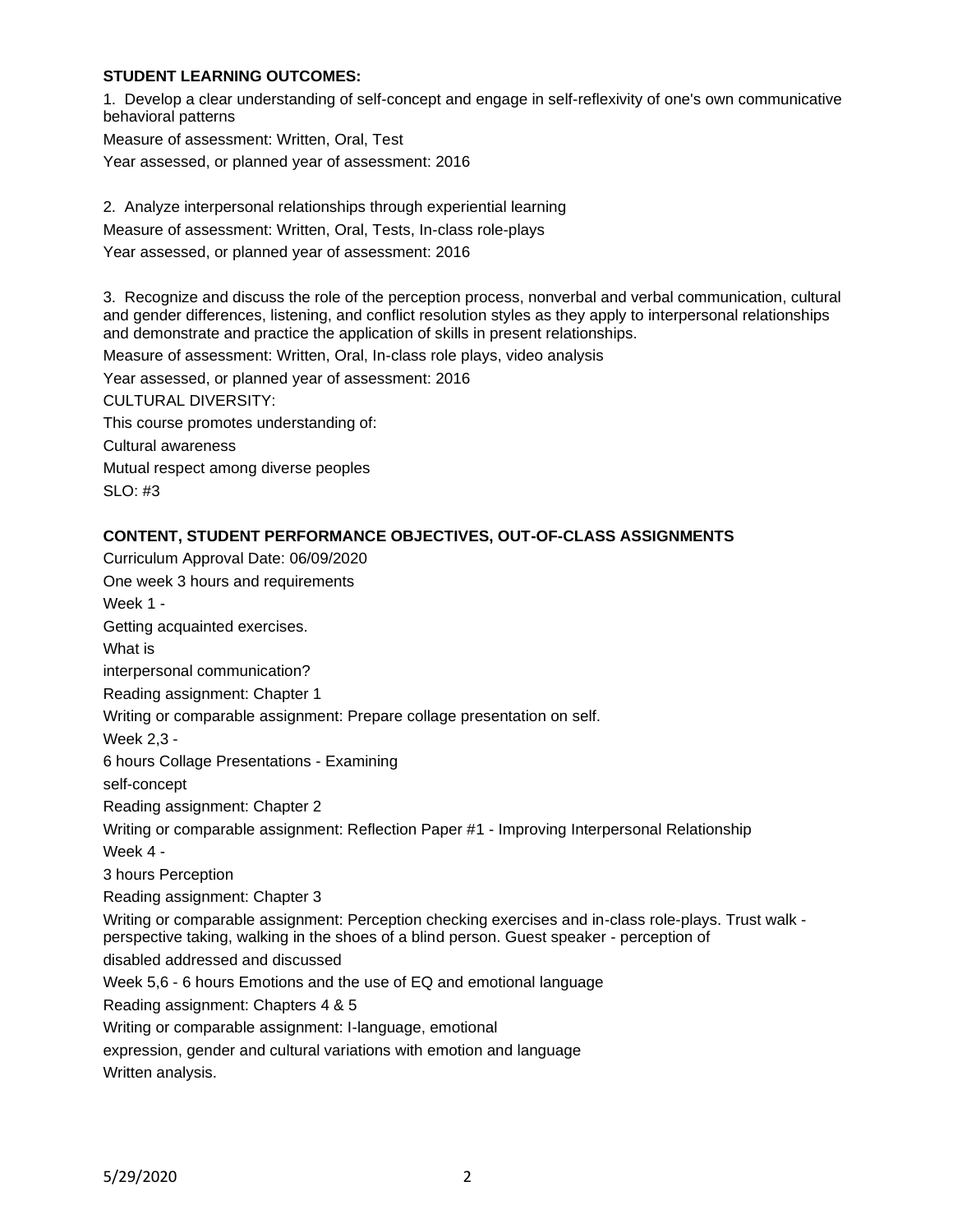## STUDENT LEARNING OUTCOMES:

1. Develop a clear understanding of self-concept and engage in self-reflexivity of one's own communicative behavioral patterns

Measure of assessment: Written, Oral, Test

Year assessed, or planned year of assessment: 2016

2. Analyze interpersonal relationships through experiential learning

Measure of assessment: Written, Oral, Tests, In-class role-plays

Year assessed, or planned year of assessment: 2016

3. Recognize and discuss the role of the perception process, nonverbal and verbal communication, cultural and gender differences, listening, and conflict resolution styles as they apply to interpersonal relationships and demonstrate and practice the application of skills in present relationships.

Measure of assessment: Written, Oral, In-class role plays, video analysis

Year assessed, or planned year of assessment: 2016

CULTURAL DIVERSITY:

This course promotes understanding of:

Cultural awareness

Mutual respect among diverse peoples

SLO: #3

## CONTENT, STUDENT PERFORMANCE OBJECTIVES, OUT-OF-CLASS ASSIGNMENTS

Curriculum Approval Date: 06/09/2020

One week 3 hours and requirements

Week 1 -

Getting acquainted exercises.

What is

interpersonal communication?

Reading assignment: Chapter 1

Writing or comparable assignment: Prepare collage presentation on self.

Week 2,3 -

6 hours Collage Presentations - Examining

self-concept

Reading assignment: Chapter 2

Writing or comparable assignment: Reflection Paper #1 - Improving Interpersonal Relationship

Week 4 -

3 hours Perception

Reading assignment: Chapter 3

Writing or comparable assignment: Perception checking exercises and in-class role-plays. Trust walk - perspective taking, walking in the shoes of a blind person. Guest speaker - perception of

disabled addressed and discussed

Week 5,6 - 6 hours Emotions and the use of EQ and emotional language

Reading assignment: Chapters 4 & 5

Writing or comparable assignment: I-language, emotional

expression, gender and cultural variations with emotion and language

Written analysis.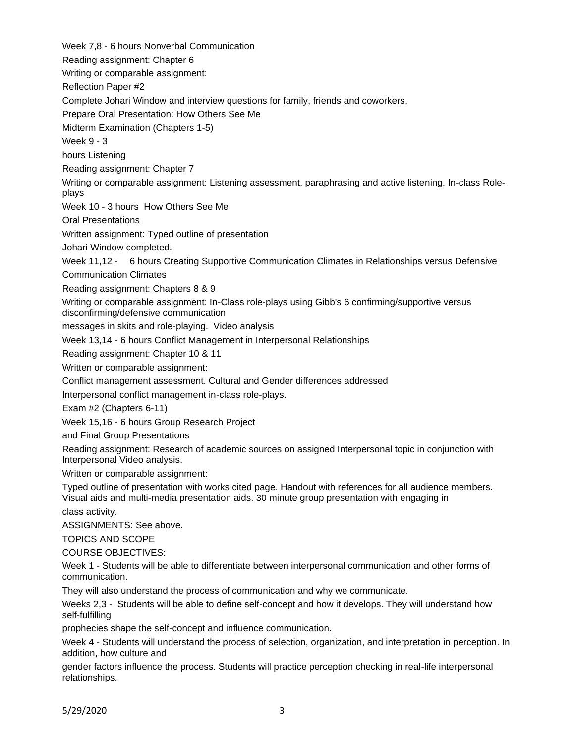Week 7,8 - 6 hours Nonverbal Communication

Reading assignment: Chapter 6

Writing or comparable assignment:

Reflection Paper #2

Complete Johari Window and interview questions for family, friends and coworkers.

Prepare Oral Presentation: How Others See Me

Midterm Examination (Chapters 1-5)

Week 9 - 3

hours Listening

Reading assignment: Chapter 7

Writing or comparable assignment: Listening assessment, paraphrasing and active listening. In-class Role-plays

Week 10 - 3 hours How Others See Me

Oral Presentations

Written assignment: Typed outline of presentation

Johari Window completed.

Week 11,12 - 6 hours Creating Supportive Communication Climates in Relationships versus Defensive Communication Climates

Reading assignment: Chapters 8 & 9

Writing or comparable assignment: In-Class role-plays using Gibb's 6 confirming/supportive versus disconfirming/defensive communication

messages in skits and role-playing. Video analysis

Week 13,14 - 6 hours Conflict Management in Interpersonal Relationships

Reading assignment: Chapter 10 & 11

Written or comparable assignment:

Conflict management assessment. Cultural and Gender differences addressed

Interpersonal conflict management in-class role-plays.

Exam #2 (Chapters 6-11)

Week 15,16 - 6 hours Group Research Project

and Final Group Presentations

Reading assignment: Research of academic sources on assigned Interpersonal topic in conjunction with Interpersonal Video analysis.

Written or comparable assignment:

Typed outline of presentation with works cited page. Handout with references for all audience members. Visual aids and multi-media presentation aids. 30 minute group presentation with engaging in

class activity.

ASSIGNMENTS: See above.

TOPICS AND SCOPE

COURSE OBJECTIVES:

Week 1 - Students will be able to differentiate between interpersonal communication and other forms of communication.

They will also understand the process of communication and why we communicate.

Weeks 2,3 - Students will be able to define self-concept and how it develops. They will understand how self-fulfilling

prophecies shape the self-concept and influence communication.

Week 4 - Students will understand the process of selection, organization, and interpretation in perception. In addition, how culture and

gender factors influence the process. Students will practice perception checking in real-life interpersonal relationships.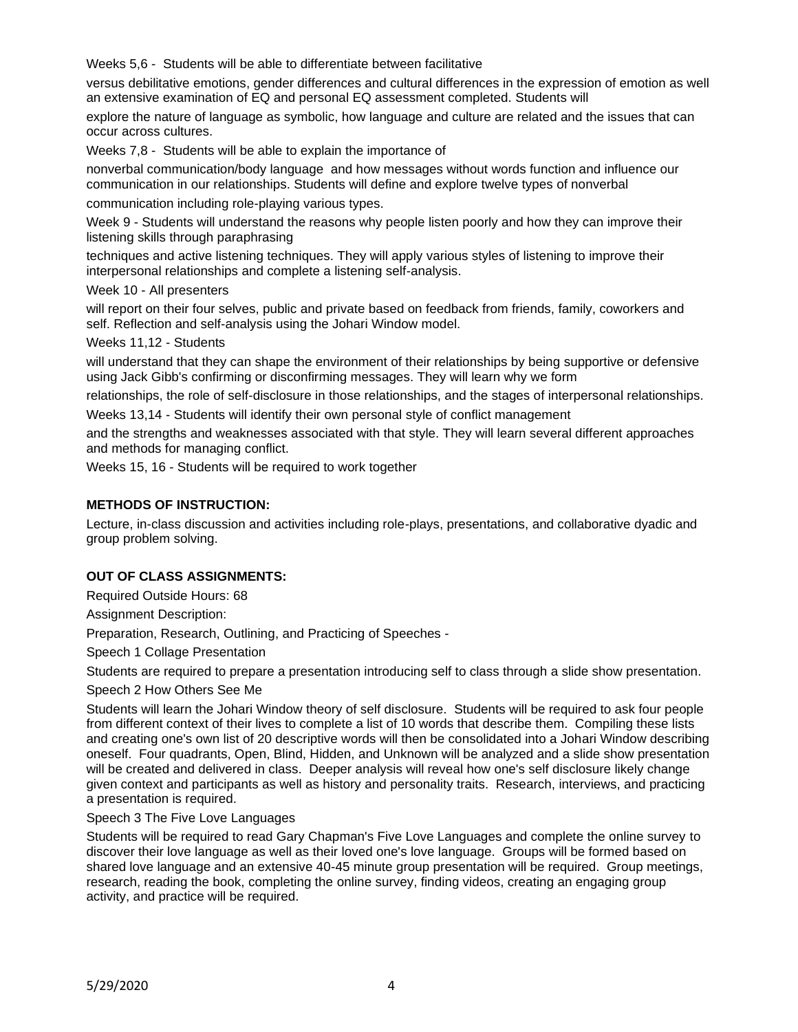Weeks 5,6 - Students will be able to differentiate between facilitative versus debilitative emotions, gender differences and cultural differences in the expression of emotion as well an extensive examination of EQ and personal EQ assessment completed. Students will explore the nature of language as symbolic, how language and culture are related and the issues that can occur across cultures.

Weeks 7,8 - Students will be able to explain the importance of nonverbal communication/body language and how messages without words function and influence our communication in our relationships. Students will define and explore twelve types of nonverbal communication including role-playing various types.

Week 9 - Students will understand the reasons why people listen poorly and how they can improve their listening skills through paraphrasing techniques and active listening techniques. They will apply various styles of listening to improve their interpersonal relationships and complete a listening self-analysis.

Week 10 - All presenters will report on their four selves, public and private based on feedback from friends, family, coworkers and self. Reflection and self-analysis using the Johari Window model.

Weeks 11,12 - Students will understand that they can shape the environment of their relationships by being supportive or defensive using Jack Gibb's confirming or disconfirming messages. They will learn why we form relationships, the role of self-disclosure in those relationships, and the stages of interpersonal relationships.

Weeks 13,14 - Students will identify their own personal style of conflict management and the strengths and weaknesses associated with that style. They will learn several different approaches and methods for managing conflict.

Weeks 15, 16 - Students will be required to work together

**METHODS OF INSTRUCTION:**

Lecture, in-class discussion and activities including role-plays, presentations, and collaborative dyadic and group problem solving.

**OUT OF CLASS ASSIGNMENTS:**

Required Outside Hours: 68

Assignment Description:

Preparation, Research, Outlining, and Practicing of Speeches -

Speech 1 Collage Presentation

Students are required to prepare a presentation introducing self to class through a slide show presentation.

Speech 2 How Others See Me

Students will learn the Johari Window theory of self disclosure. Students will be required to ask four people from different context of their lives to complete a list of 10 words that describe them. Compiling these lists and creating one's own list of 20 descriptive words will then be consolidated into a Johari Window describing oneself. Four quadrants, Open, Blind, Hidden, and Unknown will be analyzed and a slide show presentation will be created and delivered in class. Deeper analysis will reveal how one's self disclosure likely change given context and participants as well as history and personality traits. Research, interviews, and practicing a presentation is required.

Speech 3 The Five Love Languages

Students will be required to read Gary Chapman's Five Love Languages and complete the online survey to discover their love language as well as their loved one's love language. Groups will be formed based on shared love language and an extensive 40-45 minute group presentation will be required. Group meetings, research, reading the book, completing the online survey, finding videos, creating an engaging group activity, and practice will be required.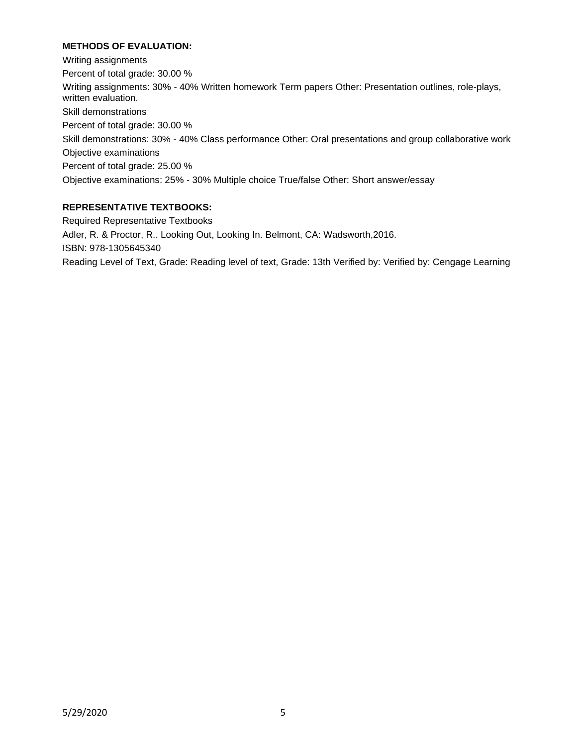**METHODS OF EVALUATION:**

Writing assignments

Percent of total grade: 30.00 %

Writing assignments: 30% - 40% Written homework Term papers Other: Presentation outlines, role-plays, written evaluation.

Skill demonstrations

Percent of total grade: 30.00 %

Skill demonstrations: 30% - 40% Class performance Other: Oral presentations and group collaborative work

Objective examinations

Percent of total grade: 25.00 %

Objective examinations: 25% - 30% Multiple choice True/false Other: Short answer/essay

**REPRESENTATIVE TEXTBOOKS:**

Required Representative Textbooks

Adler, R. & Proctor, R.. Looking Out, Looking In. Belmont, CA: Wadsworth,2016.

ISBN: 978-1305645340

Reading Level of Text, Grade: Reading level of text, Grade: 13th Verified by: Verified by: Cengage Learning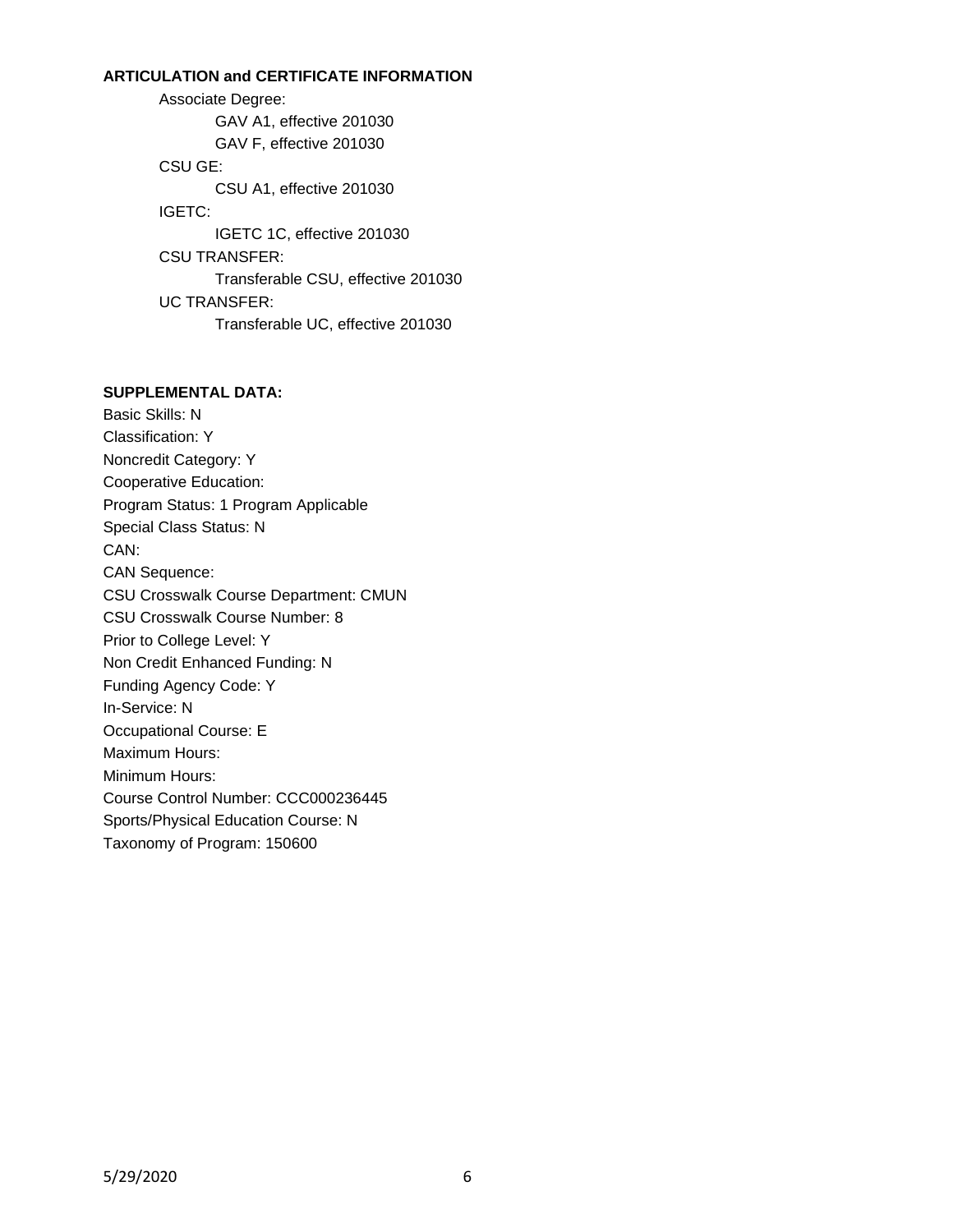**ARTICULATION and CERTIFICATE INFORMATION**

Associate Degree:

GAV A1, effective 201030

GAV F, effective 201030

CSU GE:

CSU A1, effective 201030

IGETC:

IGETC 1C, effective 201030

CSU TRANSFER:

Transferable CSU, effective 201030

UC TRANSFER:

Transferable UC, effective 201030

**SUPPLEMENTAL DATA:**

Basic Skills: N
Classification: Y
Noncredit Category: Y
Cooperative Education:
Program Status: 1 Program Applicable
Special Class Status: N
CAN:
CAN Sequence:
CSU Crosswalk Course Department: CMUN
CSU Crosswalk Course Number: 8
Prior to College Level: Y
Non Credit Enhanced Funding: N
Funding Agency Code: Y
In-Service: N
Occupational Course: E
Maximum Hours:
Minimum Hours:
Course Control Number: CCC000236445
Sports/Physical Education Course: N
Taxonomy of Program: 150600